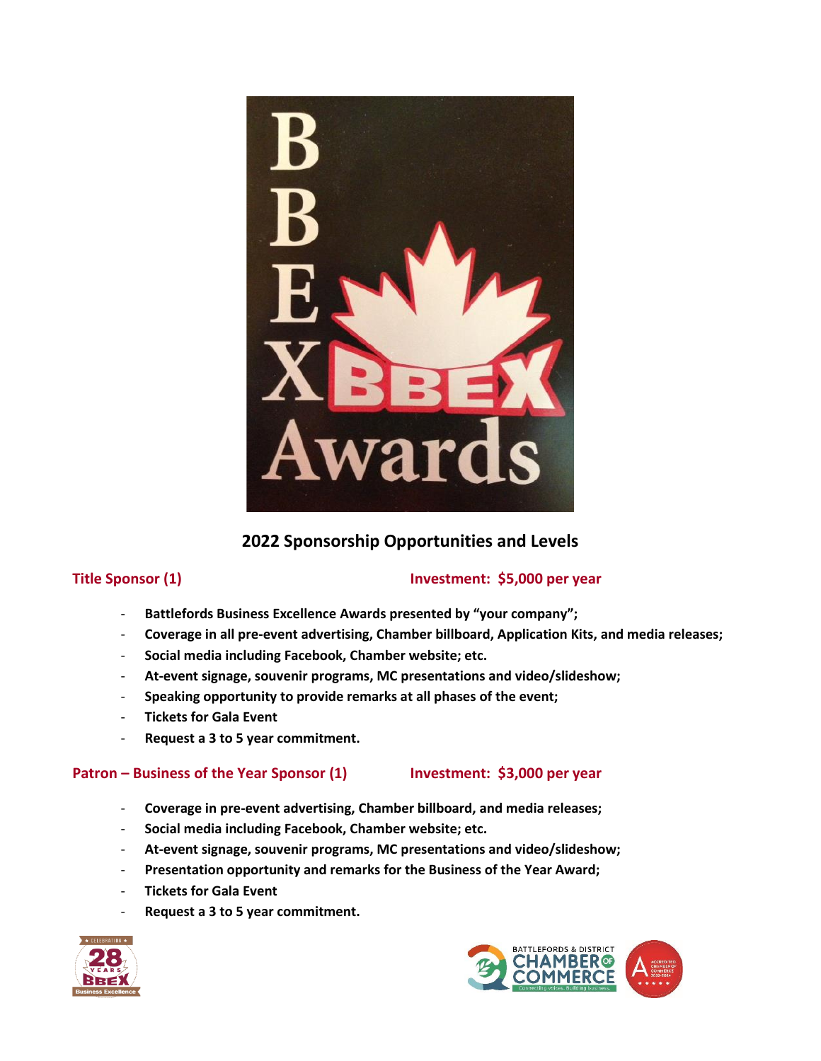## 2022 Sponsorship Opportunities and Levels

### Title Sponsor (1) — Investment: $5,000 per year

- **Battlefords Business Excellence Awards presented by "your company";**
- **Coverage in all pre-event advertising, Chamber billboard, Application Kits, and media releases;**
- **Social media including Facebook, Chamber website; etc.**
- **At-event signage, souvenir programs, MC presentations and video/slideshow;**
- **Speaking opportunity to provide remarks at all phases of the event;**
- **Tickets for Gala Event**
- **Request a 3 to 5 year commitment.**

### Patron – Business of the Year Sponsor (1) — Investment: $3,000 per year

- **Coverage in pre-event advertising, Chamber billboard, and media releases;**
- **Social media including Facebook, Chamber website; etc.**
- **At-event signage, souvenir programs, MC presentations and video/slideshow;**
- **Presentation opportunity and remarks for the Business of the Year Award;**
- **Tickets for Gala Event**
- **Request a 3 to 5 year commitment.**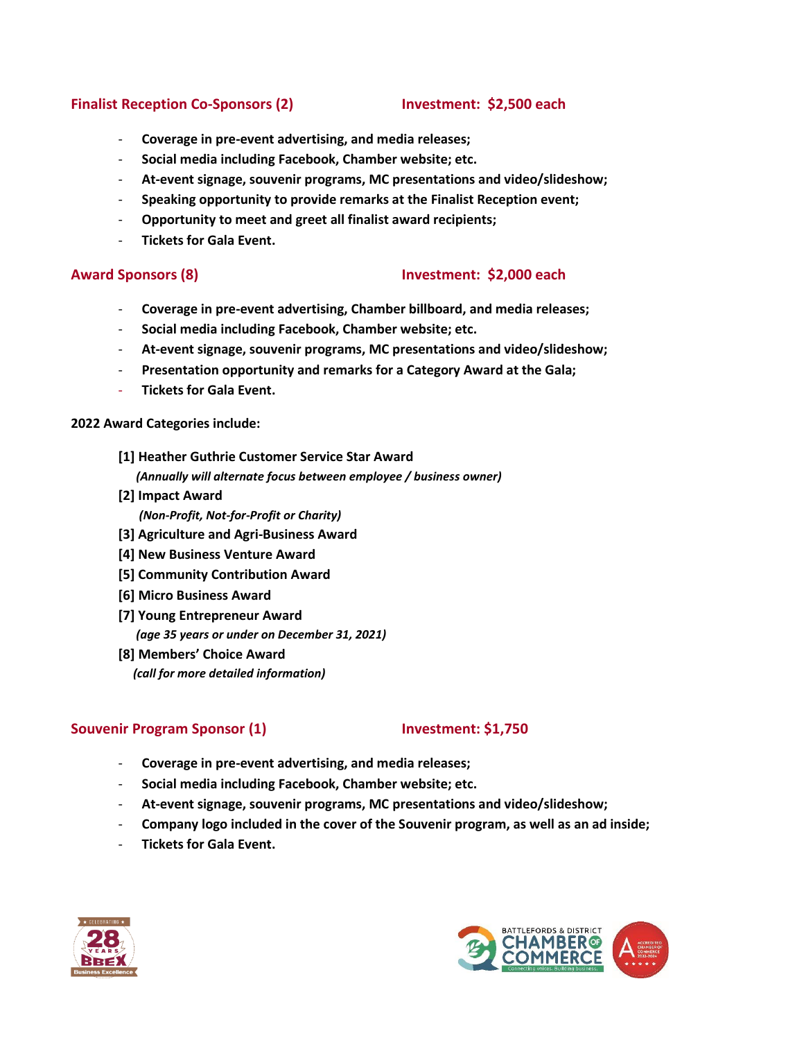### Finalist Reception Co-Sponsors (2) — Investment: $2,500 each

- **Coverage in pre-event advertising, and media releases;**
- **Social media including Facebook, Chamber website; etc.**
- **At-event signage, souvenir programs, MC presentations and video/slideshow;**
- **Speaking opportunity to provide remarks at the Finalist Reception event;**
- **Opportunity to meet and greet all finalist award recipients;**
- **Tickets for Gala Event.**

### Award Sponsors (8) — Investment: $2,000 each

- **Coverage in pre-event advertising, Chamber billboard, and media releases;**
- **Social media including Facebook, Chamber website; etc.**
- **At-event signage, souvenir programs, MC presentations and video/slideshow;**
- **Presentation opportunity and remarks for a Category Award at the Gala;**
- **Tickets for Gala Event.**

**2022 Award Categories include:**

**[1] Heather Guthrie Customer Service Star Award**
***(Annually will alternate focus between employee / business owner)***
**[2] Impact Award**
***(Non-Profit, Not-for-Profit or Charity)***
**[3] Agriculture and Agri-Business Award**
**[4] New Business Venture Award**
**[5] Community Contribution Award**
**[6] Micro Business Award**
**[7] Young Entrepreneur Award**
***(age 35 years or under on December 31, 2021)***
**[8] Members' Choice Award**
***(call for more detailed information)***

### Souvenir Program Sponsor (1) — Investment: $1,750

- **Coverage in pre-event advertising, and media releases;**
- **Social media including Facebook, Chamber website; etc.**
- **At-event signage, souvenir programs, MC presentations and video/slideshow;**
- **Company logo included in the cover of the Souvenir program, as well as an ad inside;**
- **Tickets for Gala Event.**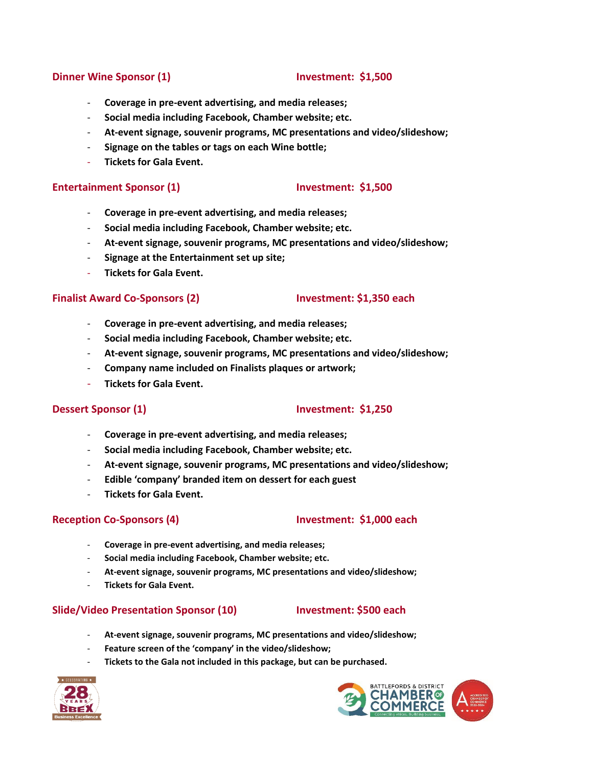### Dinner Wine Sponsor (1) — Investment: $1,500

- **Coverage in pre-event advertising, and media releases;**
- **Social media including Facebook, Chamber website; etc.**
- **At-event signage, souvenir programs, MC presentations and video/slideshow;**
- **Signage on the tables or tags on each Wine bottle;**
- **Tickets for Gala Event.**

### Entertainment Sponsor (1) — Investment: $1,500

- **Coverage in pre-event advertising, and media releases;**
- **Social media including Facebook, Chamber website; etc.**
- **At-event signage, souvenir programs, MC presentations and video/slideshow;**
- **Signage at the Entertainment set up site;**
- **Tickets for Gala Event.**

### Finalist Award Co-Sponsors (2) — Investment: $1,350 each

- **Coverage in pre-event advertising, and media releases;**
- **Social media including Facebook, Chamber website; etc.**
- **At-event signage, souvenir programs, MC presentations and video/slideshow;**
- **Company name included on Finalists plaques or artwork;**
- **Tickets for Gala Event.**

### Dessert Sponsor (1) — Investment: $1,250

- **Coverage in pre-event advertising, and media releases;**
- **Social media including Facebook, Chamber website; etc.**
- **At-event signage, souvenir programs, MC presentations and video/slideshow;**
- **Edible 'company' branded item on dessert for each guest**
- **Tickets for Gala Event.**

### Reception Co-Sponsors (4) — Investment: $1,000 each

- **Coverage in pre-event advertising, and media releases;**
- **Social media including Facebook, Chamber website; etc.**
- **At-event signage, souvenir programs, MC presentations and video/slideshow;**
- **Tickets for Gala Event.**

### Slide/Video Presentation Sponsor (10) — Investment: $500 each

- **At-event signage, souvenir programs, MC presentations and video/slideshow;**
- **Feature screen of the 'company' in the video/slideshow;**
- **Tickets to the Gala not included in this package, but can be purchased.**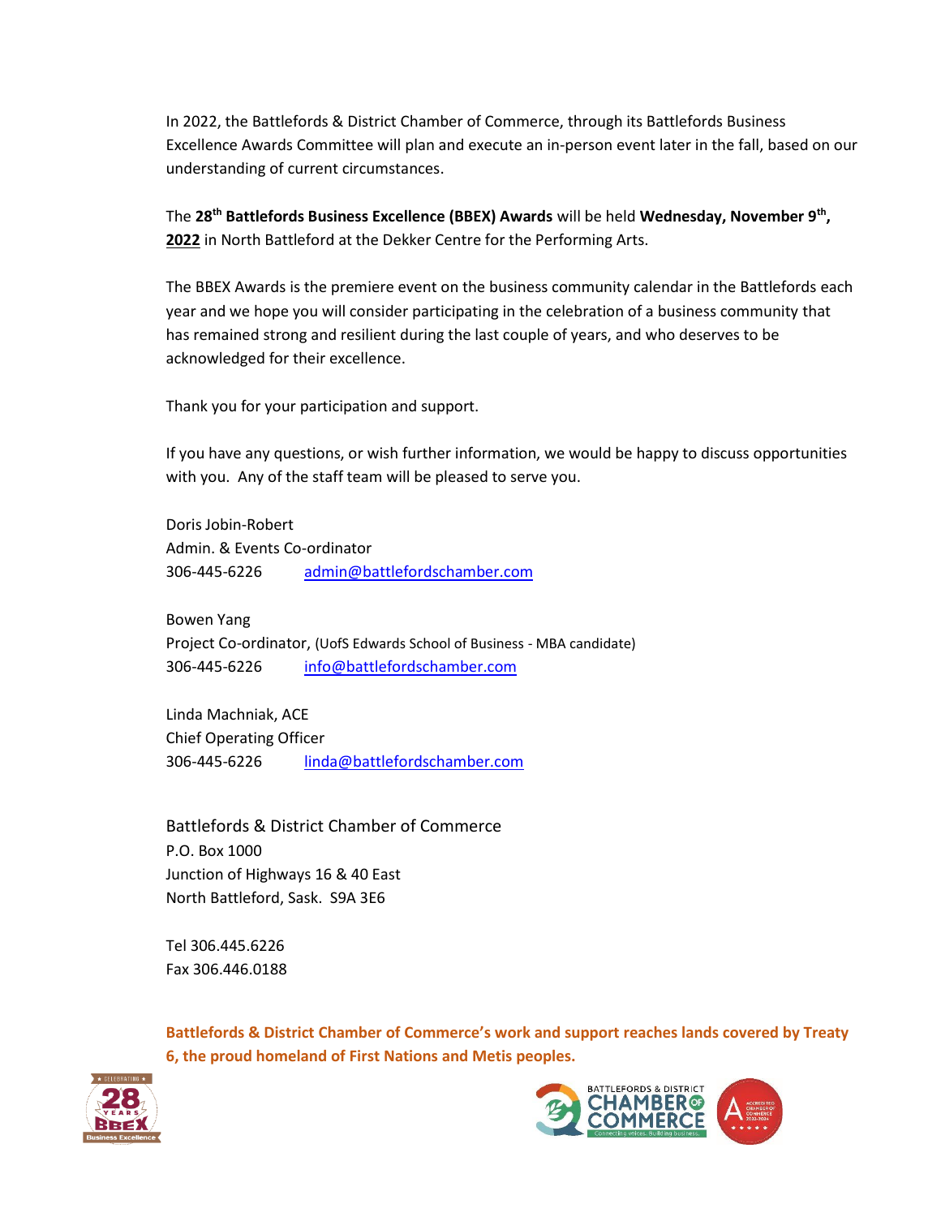In 2022, the Battlefords & District Chamber of Commerce, through its Battlefords Business Excellence Awards Committee will plan and execute an in-person event later in the fall, based on our understanding of current circumstances.

The **28th Battlefords Business Excellence (BBEX) Awards** will be held **Wednesday, November 9th, 2022** in North Battleford at the Dekker Centre for the Performing Arts.

The BBEX Awards is the premiere event on the business community calendar in the Battlefords each year and we hope you will consider participating in the celebration of a business community that has remained strong and resilient during the last couple of years, and who deserves to be acknowledged for their excellence.

Thank you for your participation and support.

If you have any questions, or wish further information, we would be happy to discuss opportunities with you. Any of the staff team will be pleased to serve you.

Doris Jobin-Robert
Admin. & Events Co-ordinator
306-445-6226 admin@battlefordschamber.com

Bowen Yang
Project Co-ordinator, (UofS Edwards School of Business - MBA candidate)
306-445-6226 info@battlefordschamber.com

Linda Machniak, ACE
Chief Operating Officer
306-445-6226 linda@battlefordschamber.com

Battlefords & District Chamber of Commerce
P.O. Box 1000
Junction of Highways 16 & 40 East
North Battleford, Sask. S9A 3E6

Tel 306.445.6226
Fax 306.446.0188

**Battlefords & District Chamber of Commerce's work and support reaches lands covered by Treaty 6, the proud homeland of First Nations and Metis peoples.**